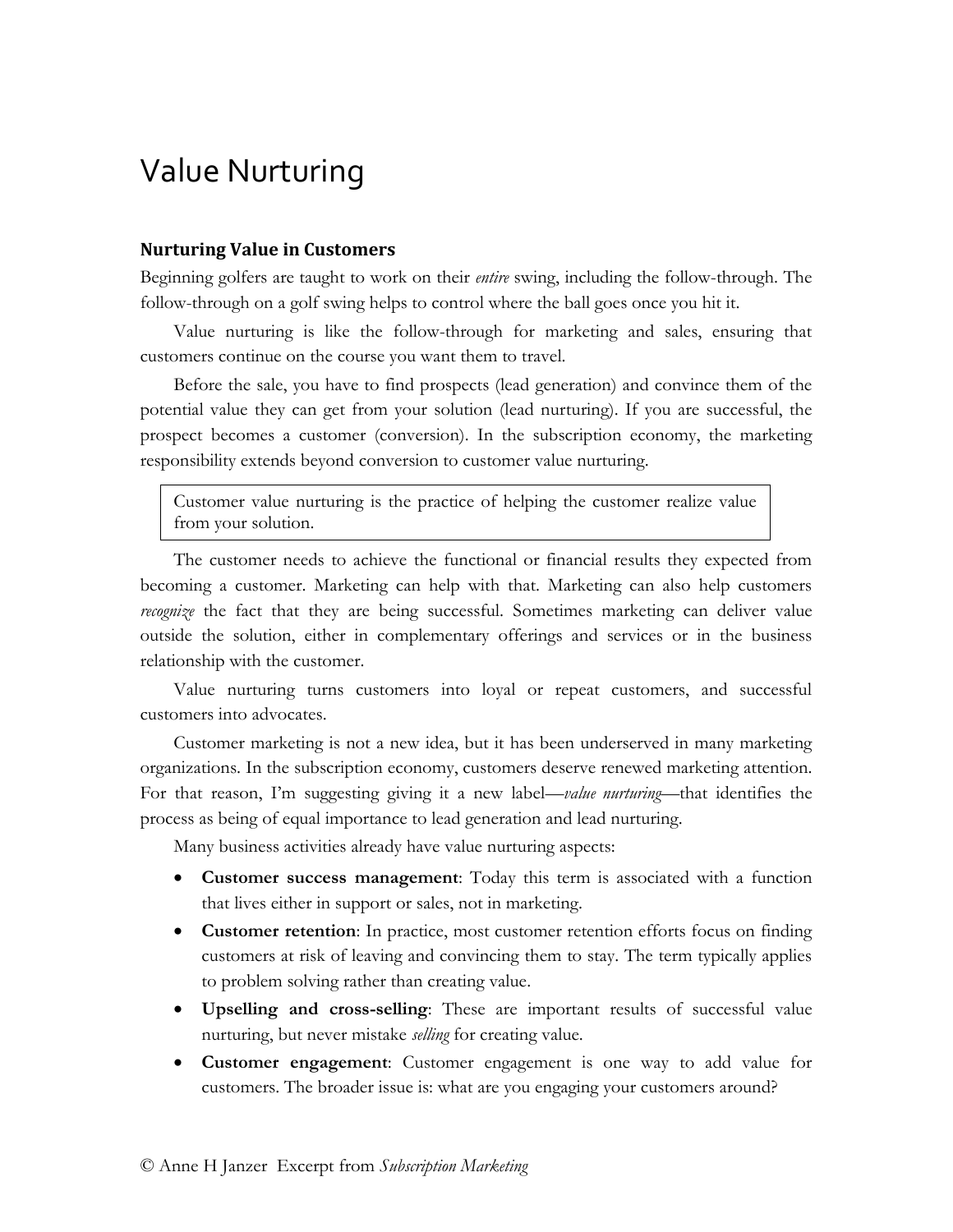# Value Nurturing

## Nurturing Value in Customers

Beginning golfers are taught to work on their *entire* swing, including the follow-through. The follow-through on a golf swing helps to control where the ball goes once you hit it.

Value nurturing is like the follow-through for marketing and sales, ensuring that customers continue on the course you want them to travel.

Before the sale, you have to find prospects (lead generation) and convince them of the potential value they can get from your solution (lead nurturing). If you are successful, the prospect becomes a customer (conversion). In the subscription economy, the marketing responsibility extends beyond conversion to customer value nurturing.

> Customer value nurturing is the practice of helping the customer realize value from your solution.

The customer needs to achieve the functional or financial results they expected from becoming a customer. Marketing can help with that. Marketing can also help customers *recognize* the fact that they are being successful. Sometimes marketing can deliver value outside the solution, either in complementary offerings and services or in the business relationship with the customer.

Value nurturing turns customers into loyal or repeat customers, and successful customers into advocates.

Customer marketing is not a new idea, but it has been underserved in many marketing organizations. In the subscription economy, customers deserve renewed marketing attention. For that reason, I'm suggesting giving it a new label—*value nurturing*—that identifies the process as being of equal importance to lead generation and lead nurturing.

Many business activities already have value nurturing aspects:

- **Customer success management**: Today this term is associated with a function that lives either in support or sales, not in marketing.
- **Customer retention**: In practice, most customer retention efforts focus on finding customers at risk of leaving and convincing them to stay. The term typically applies to problem solving rather than creating value.
- **Upselling and cross-selling**: These are important results of successful value nurturing, but never mistake *selling* for creating value.
- **Customer engagement**: Customer engagement is one way to add value for customers. The broader issue is: what are you engaging your customers around?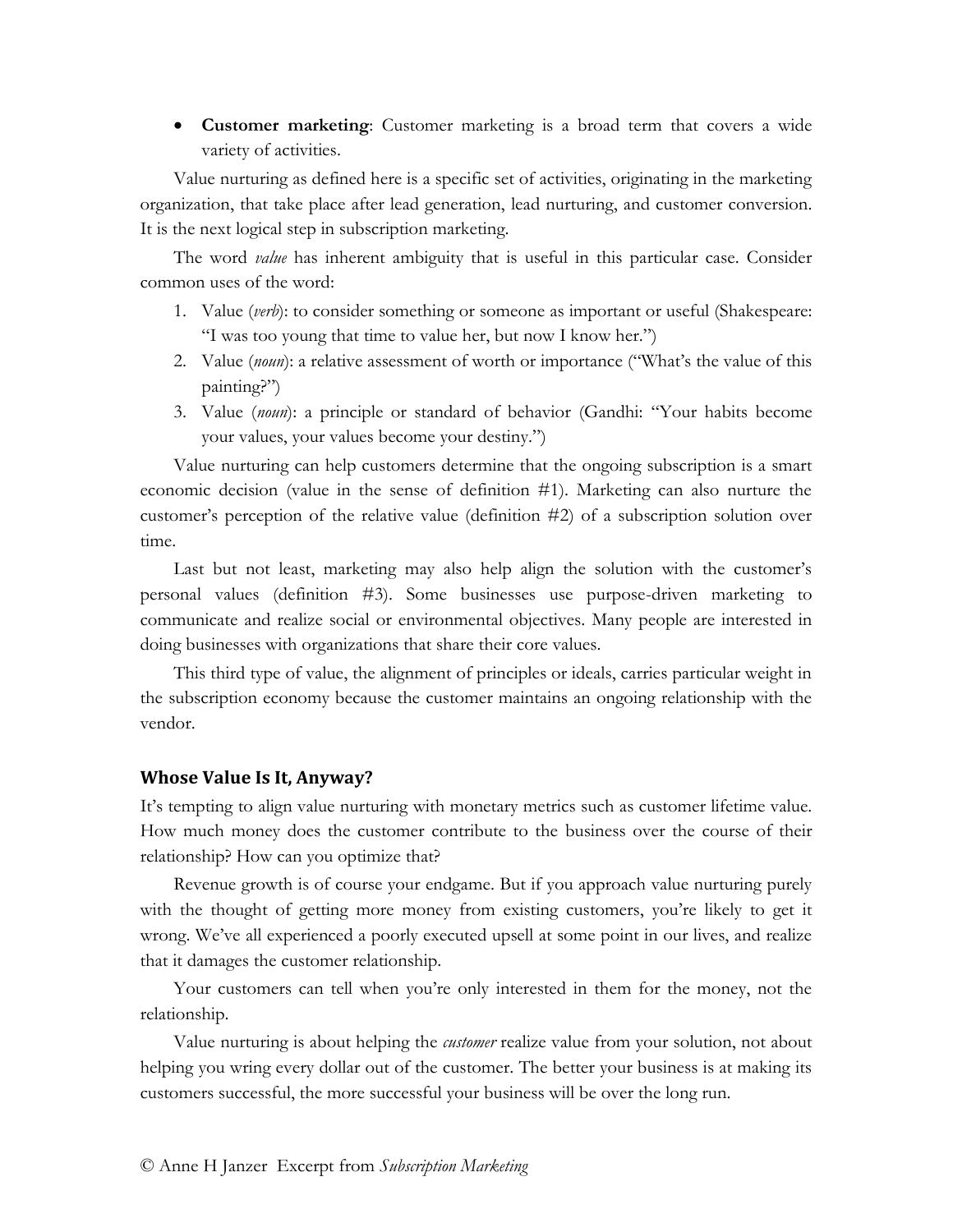- **Customer marketing**: Customer marketing is a broad term that covers a wide variety of activities.

Value nurturing as defined here is a specific set of activities, originating in the marketing organization, that take place after lead generation, lead nurturing, and customer conversion. It is the next logical step in subscription marketing.

The word *value* has inherent ambiguity that is useful in this particular case. Consider common uses of the word:

1. Value (*verb*): to consider something or someone as important or useful (Shakespeare: "I was too young that time to value her, but now I know her.")
2. Value (*noun*): a relative assessment of worth or importance ("What's the value of this painting?")
3. Value (*noun*): a principle or standard of behavior (Gandhi: "Your habits become your values, your values become your destiny.")

Value nurturing can help customers determine that the ongoing subscription is a smart economic decision (value in the sense of definition #1). Marketing can also nurture the customer's perception of the relative value (definition #2) of a subscription solution over time.

Last but not least, marketing may also help align the solution with the customer's personal values (definition #3). Some businesses use purpose-driven marketing to communicate and realize social or environmental objectives. Many people are interested in doing businesses with organizations that share their core values.

This third type of value, the alignment of principles or ideals, carries particular weight in the subscription economy because the customer maintains an ongoing relationship with the vendor.

## Whose Value Is It, Anyway?

It's tempting to align value nurturing with monetary metrics such as customer lifetime value. How much money does the customer contribute to the business over the course of their relationship? How can you optimize that?

Revenue growth is of course your endgame. But if you approach value nurturing purely with the thought of getting more money from existing customers, you're likely to get it wrong. We've all experienced a poorly executed upsell at some point in our lives, and realize that it damages the customer relationship.

Your customers can tell when you're only interested in them for the money, not the relationship.

Value nurturing is about helping the *customer* realize value from your solution, not about helping you wring every dollar out of the customer. The better your business is at making its customers successful, the more successful your business will be over the long run.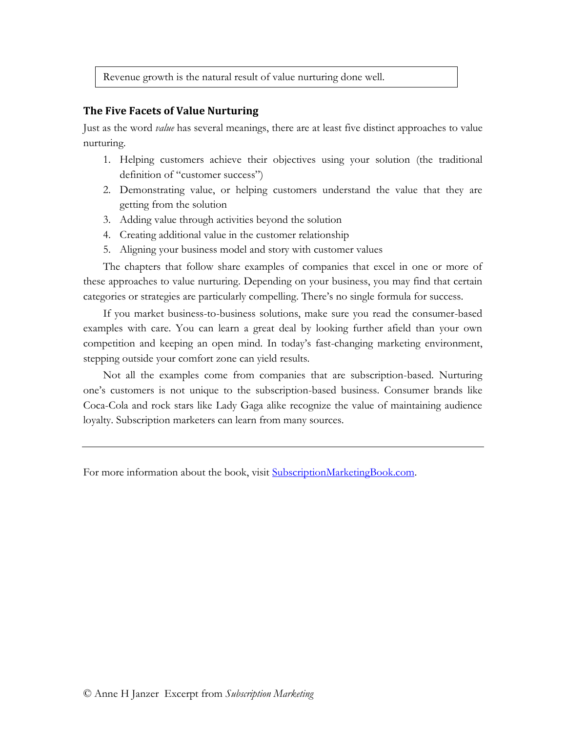> Revenue growth is the natural result of value nurturing done well.

## The Five Facets of Value Nurturing

Just as the word *value* has several meanings, there are at least five distinct approaches to value nurturing.

1. Helping customers achieve their objectives using your solution (the traditional definition of "customer success")
2. Demonstrating value, or helping customers understand the value that they are getting from the solution
3. Adding value through activities beyond the solution
4. Creating additional value in the customer relationship
5. Aligning your business model and story with customer values

The chapters that follow share examples of companies that excel in one or more of these approaches to value nurturing. Depending on your business, you may find that certain categories or strategies are particularly compelling. There's no single formula for success.

If you market business-to-business solutions, make sure you read the consumer-based examples with care. You can learn a great deal by looking further afield than your own competition and keeping an open mind. In today's fast-changing marketing environment, stepping outside your comfort zone can yield results.

Not all the examples come from companies that are subscription-based. Nurturing one's customers is not unique to the subscription-based business. Consumer brands like Coca-Cola and rock stars like Lady Gaga alike recognize the value of maintaining audience loyalty. Subscription marketers can learn from many sources.

---

For more information about the book, visit [SubscriptionMarketingBook.com](http://SubscriptionMarketingBook.com).

© Anne H Janzer Excerpt from *Subscription Marketing*